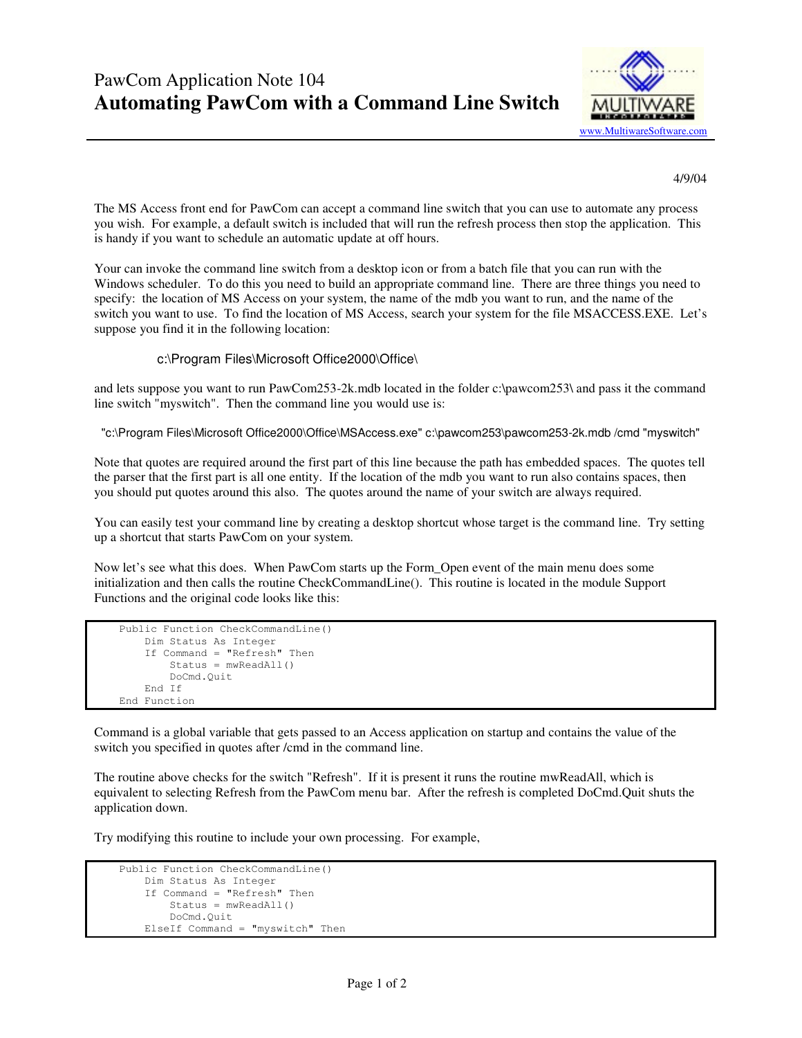PawCom Application Note 104

# Automating PawCom with a Command Line Switch

www.MultiwareSoftware.com

4/9/04

The MS Access front end for PawCom can accept a command line switch that you can use to automate any process you wish. For example, a default switch is included that will run the refresh process then stop the application. This is handy if you want to schedule an automatic update at off hours.

Your can invoke the command line switch from a desktop icon or from a batch file that you can run with the Windows scheduler. To do this you need to build an appropriate command line. There are three things you need to specify: the location of MS Access on your system, the name of the mdb you want to run, and the name of the switch you want to use. To find the location of MS Access, search your system for the file MSACCESS.EXE. Let's suppose you find it in the following location:

```
c:\Program Files\Microsoft Office2000\Office\
```

and lets suppose you want to run PawCom253-2k.mdb located in the folder c:\pawcom253\ and pass it the command line switch "myswitch". Then the command line you would use is:

```
"c:\Program Files\Microsoft Office2000\Office\MSAccess.exe" c:\pawcom253\pawcom253-2k.mdb /cmd "myswitch"
```

Note that quotes are required around the first part of this line because the path has embedded spaces. The quotes tell the parser that the first part is all one entity. If the location of the mdb you want to run also contains spaces, then you should put quotes around this also. The quotes around the name of your switch are always required.

You can easily test your command line by creating a desktop shortcut whose target is the command line. Try setting up a shortcut that starts PawCom on your system.

Now let's see what this does. When PawCom starts up the Form_Open event of the main menu does some initialization and then calls the routine CheckCommandLine(). This routine is located in the module Support Functions and the original code looks like this:

```
Public Function CheckCommandLine()
    Dim Status As Integer
    If Command = "Refresh" Then
        Status = mwReadAll()
        DoCmd.Quit
    End If
End Function
```

Command is a global variable that gets passed to an Access application on startup and contains the value of the switch you specified in quotes after /cmd in the command line.

The routine above checks for the switch "Refresh". If it is present it runs the routine mwReadAll, which is equivalent to selecting Refresh from the PawCom menu bar. After the refresh is completed DoCmd.Quit shuts the application down.

Try modifying this routine to include your own processing. For example,

```
Public Function CheckCommandLine()
    Dim Status As Integer
    If Command = "Refresh" Then
        Status = mwReadAll()
        DoCmd.Quit
    ElseIf Command = "myswitch" Then
```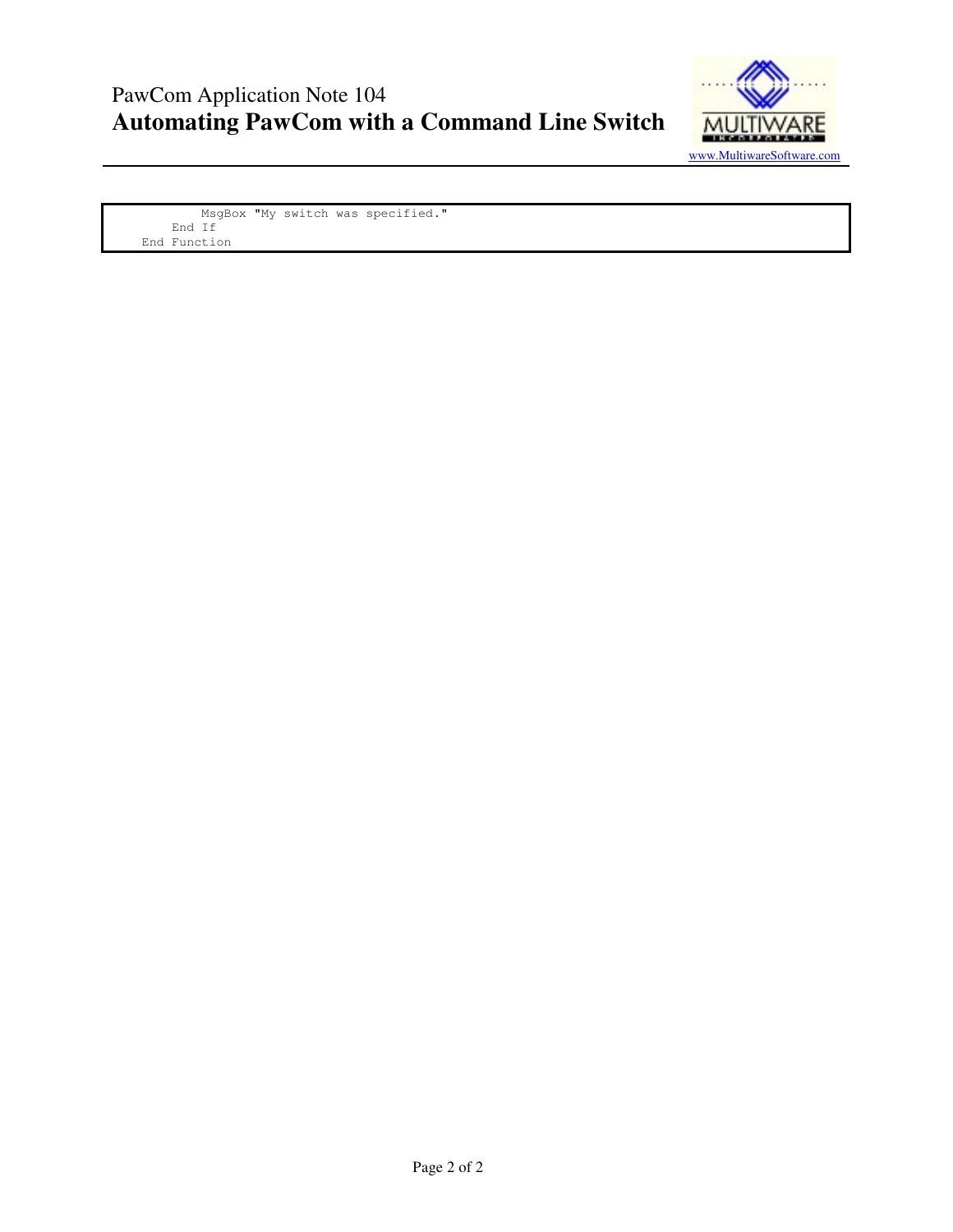```
        MsgBox "My switch was specified."
    End If
End Function
```